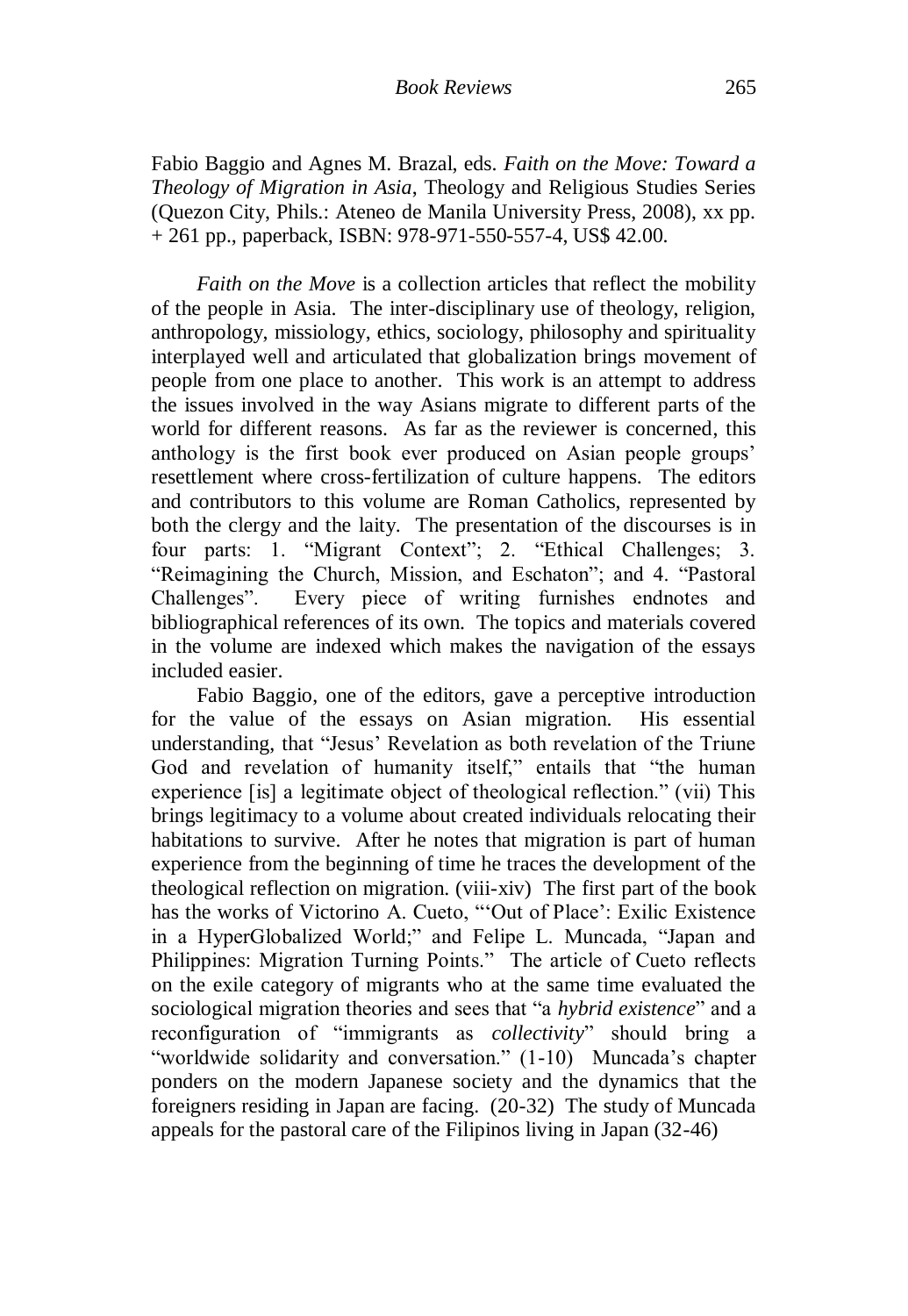Fabio Baggio and Agnes M. Brazal, eds. *Faith on the Move: Toward a Theology of Migration in Asia*, Theology and Religious Studies Series (Quezon City, Phils.: Ateneo de Manila University Press, 2008), xx pp. + 261 pp., paperback, ISBN: 978-971-550-557-4, US$ 42.00.

*Faith on the Move* is a collection articles that reflect the mobility of the people in Asia. The inter-disciplinary use of theology, religion, anthropology, missiology, ethics, sociology, philosophy and spirituality interplayed well and articulated that globalization brings movement of people from one place to another. This work is an attempt to address the issues involved in the way Asians migrate to different parts of the world for different reasons. As far as the reviewer is concerned, this anthology is the first book ever produced on Asian people groups' resettlement where cross-fertilization of culture happens. The editors and contributors to this volume are Roman Catholics, represented by both the clergy and the laity. The presentation of the discourses is in four parts: 1. "Migrant Context"; 2. "Ethical Challenges; 3. "Reimagining the Church, Mission, and Eschaton"; and 4. "Pastoral Challenges". Every piece of writing furnishes endnotes and bibliographical references of its own. The topics and materials covered in the volume are indexed which makes the navigation of the essays included easier.

Fabio Baggio, one of the editors, gave a perceptive introduction for the value of the essays on Asian migration. His essential understanding, that "Jesus' Revelation as both revelation of the Triune God and revelation of humanity itself," entails that "the human experience [is] a legitimate object of theological reflection." (vii) This brings legitimacy to a volume about created individuals relocating their habitations to survive. After he notes that migration is part of human experience from the beginning of time he traces the development of the theological reflection on migration. (viii-xiv) The first part of the book has the works of Victorino A. Cueto, "'Out of Place': Exilic Existence in a HyperGlobalized World;" and Felipe L. Muncada, "Japan and Philippines: Migration Turning Points." The article of Cueto reflects on the exile category of migrants who at the same time evaluated the sociological migration theories and sees that "a *hybrid existence*" and a reconfiguration of "immigrants as *collectivity*" should bring a "worldwide solidarity and conversation." (1-10) Muncada's chapter ponders on the modern Japanese society and the dynamics that the foreigners residing in Japan are facing. (20-32) The study of Muncada appeals for the pastoral care of the Filipinos living in Japan (32-46)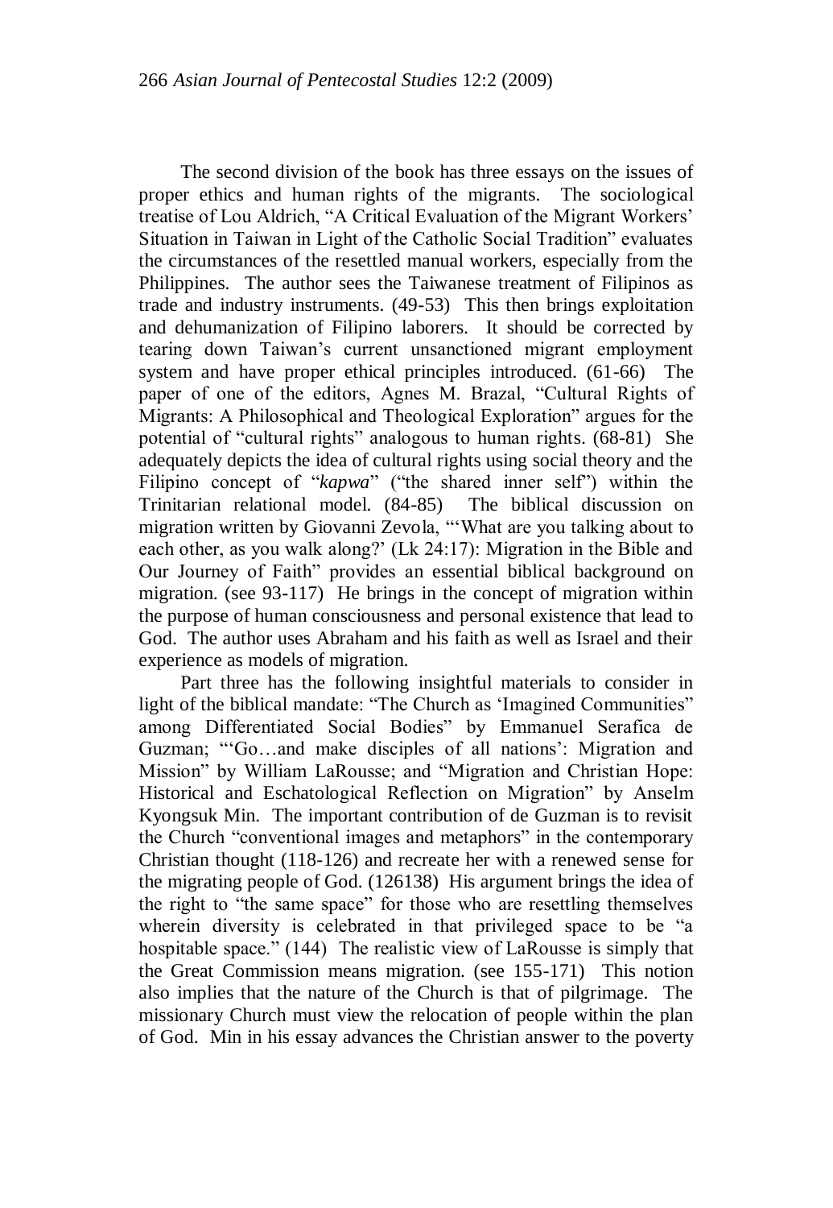The second division of the book has three essays on the issues of proper ethics and human rights of the migrants. The sociological treatise of Lou Aldrich, "A Critical Evaluation of the Migrant Workers' Situation in Taiwan in Light of the Catholic Social Tradition" evaluates the circumstances of the resettled manual workers, especially from the Philippines. The author sees the Taiwanese treatment of Filipinos as trade and industry instruments. (49-53) This then brings exploitation and dehumanization of Filipino laborers. It should be corrected by tearing down Taiwan's current unsanctioned migrant employment system and have proper ethical principles introduced. (61-66) The paper of one of the editors, Agnes M. Brazal, "Cultural Rights of Migrants: A Philosophical and Theological Exploration" argues for the potential of "cultural rights" analogous to human rights. (68-81) She adequately depicts the idea of cultural rights using social theory and the Filipino concept of "*kapwa*" ("the shared inner self") within the Trinitarian relational model. (84-85) The biblical discussion on migration written by Giovanni Zevola, "'What are you talking about to each other, as you walk along?' (Lk 24:17): Migration in the Bible and Our Journey of Faith" provides an essential biblical background on migration. (see 93-117) He brings in the concept of migration within the purpose of human consciousness and personal existence that lead to God. The author uses Abraham and his faith as well as Israel and their experience as models of migration.

Part three has the following insightful materials to consider in light of the biblical mandate: "The Church as 'Imagined Communities" among Differentiated Social Bodies" by Emmanuel Serafica de Guzman; "'Go…and make disciples of all nations': Migration and Mission" by William LaRousse; and "Migration and Christian Hope: Historical and Eschatological Reflection on Migration" by Anselm Kyongsuk Min. The important contribution of de Guzman is to revisit the Church "conventional images and metaphors" in the contemporary Christian thought (118-126) and recreate her with a renewed sense for the migrating people of God. (126138) His argument brings the idea of the right to "the same space" for those who are resettling themselves wherein diversity is celebrated in that privileged space to be "a hospitable space." (144) The realistic view of LaRousse is simply that the Great Commission means migration. (see 155-171) This notion also implies that the nature of the Church is that of pilgrimage. The missionary Church must view the relocation of people within the plan of God. Min in his essay advances the Christian answer to the poverty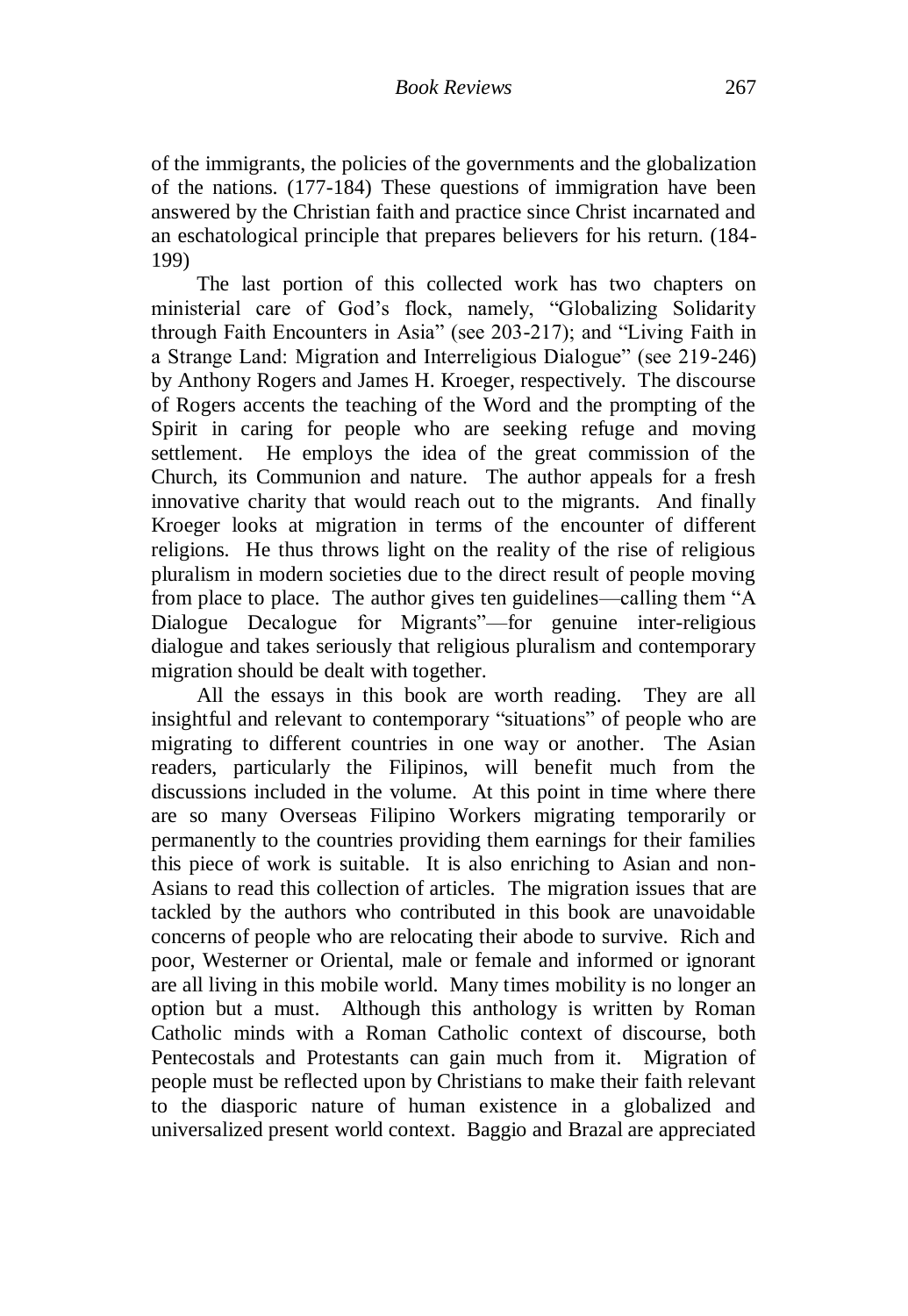of the immigrants, the policies of the governments and the globalization of the nations. (177-184) These questions of immigration have been answered by the Christian faith and practice since Christ incarnated and an eschatological principle that prepares believers for his return. (184-199)

The last portion of this collected work has two chapters on ministerial care of God's flock, namely, "Globalizing Solidarity through Faith Encounters in Asia" (see 203-217); and "Living Faith in a Strange Land: Migration and Interreligious Dialogue" (see 219-246) by Anthony Rogers and James H. Kroeger, respectively. The discourse of Rogers accents the teaching of the Word and the prompting of the Spirit in caring for people who are seeking refuge and moving settlement. He employs the idea of the great commission of the Church, its Communion and nature. The author appeals for a fresh innovative charity that would reach out to the migrants. And finally Kroeger looks at migration in terms of the encounter of different religions. He thus throws light on the reality of the rise of religious pluralism in modern societies due to the direct result of people moving from place to place. The author gives ten guidelines—calling them "A Dialogue Decalogue for Migrants"—for genuine inter-religious dialogue and takes seriously that religious pluralism and contemporary migration should be dealt with together.

All the essays in this book are worth reading. They are all insightful and relevant to contemporary "situations" of people who are migrating to different countries in one way or another. The Asian readers, particularly the Filipinos, will benefit much from the discussions included in the volume. At this point in time where there are so many Overseas Filipino Workers migrating temporarily or permanently to the countries providing them earnings for their families this piece of work is suitable. It is also enriching to Asian and non-Asians to read this collection of articles. The migration issues that are tackled by the authors who contributed in this book are unavoidable concerns of people who are relocating their abode to survive. Rich and poor, Westerner or Oriental, male or female and informed or ignorant are all living in this mobile world. Many times mobility is no longer an option but a must. Although this anthology is written by Roman Catholic minds with a Roman Catholic context of discourse, both Pentecostals and Protestants can gain much from it. Migration of people must be reflected upon by Christians to make their faith relevant to the diasporic nature of human existence in a globalized and universalized present world context. Baggio and Brazal are appreciated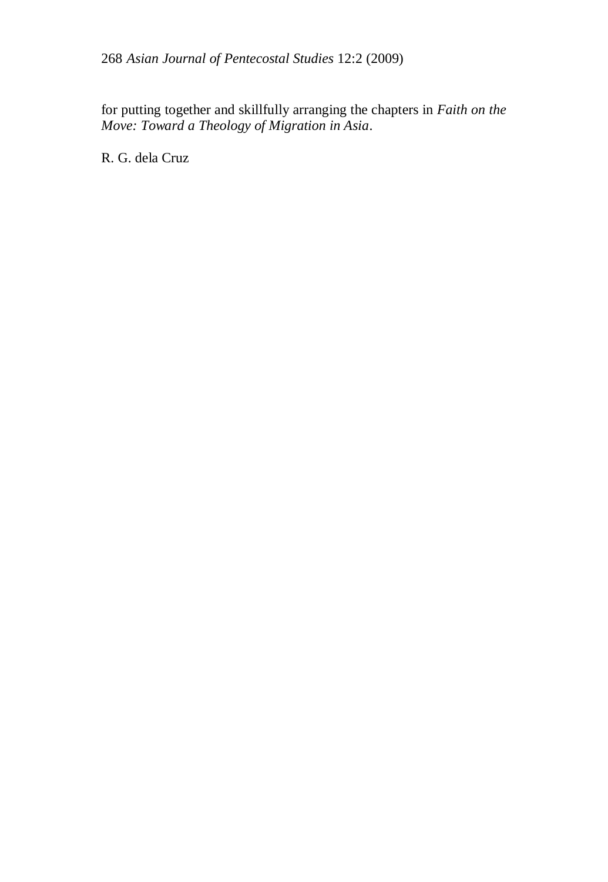for putting together and skillfully arranging the chapters in *Faith on the Move: Toward a Theology of Migration in Asia*.

R. G. dela Cruz